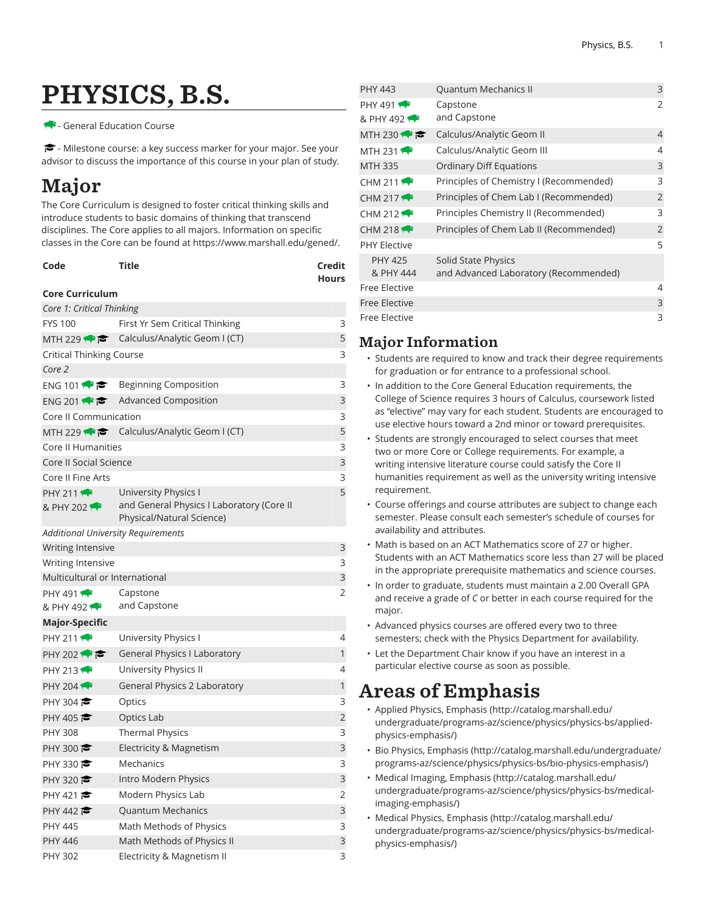# PHYSICS, B.S.

🐃 - General Education Course

🎓 - Milestone course: a key success marker for your major. See your advisor to discuss the importance of this course in your plan of study.

## Major

The Core Curriculum is designed to foster critical thinking skills and introduce students to basic domains of thinking that transcend disciplines. The Core applies to all majors. Information on specific classes in the Core can be found at https://www.marshall.edu/gened/.

| Code | Title | Credit Hours |
|---|---|---|
| **Core Curriculum** | | |
| *Core 1: Critical Thinking* | | |
| FYS 100 | First Yr Sem Critical Thinking | 3 |
| MTH 229 🐃 🎓 | Calculus/Analytic Geom I (CT) | 5 |
| Critical Thinking Course | | 3 |
| *Core 2* | | |
| ENG 101 🐃 🎓 | Beginning Composition | 3 |
| ENG 201 🐃 🎓 | Advanced Composition | 3 |
| Core II Communication | | 3 |
| MTH 229 🐃 🎓 | Calculus/Analytic Geom I (CT) | 5 |
| Core II Humanities | | 3 |
| Core II Social Science | | 3 |
| Core II Fine Arts | | 3 |
| PHY 211 🐃<br>& PHY 202 🐃 | University Physics I<br>and General Physics I Laboratory (Core II Physical/Natural Science) | 5 |
| *Additional University Requirements* | | |
| Writing Intensive | | 3 |
| Writing Intensive | | 3 |
| Multicultural or International | | 3 |
| PHY 491 🐃<br>& PHY 492 🐃 | Capstone<br>and Capstone | 2 |
| **Major-Specific** | | |
| PHY 211 🐃 | University Physics I | 4 |
| PHY 202 🐃 🎓 | General Physics I Laboratory | 1 |
| PHY 213 🐃 | University Physics II | 4 |
| PHY 204 🐃 | General Physics 2 Laboratory | 1 |
| PHY 304 🎓 | Optics | 3 |
| PHY 405 🎓 | Optics Lab | 2 |
| PHY 308 | Thermal Physics | 3 |
| PHY 300 🎓 | Electricity & Magnetism | 3 |
| PHY 330 🎓 | Mechanics | 3 |
| PHY 320 🎓 | Intro Modern Physics | 3 |
| PHY 421 🎓 | Modern Physics Lab | 2 |
| PHY 442 🎓 | Quantum Mechanics | 3 |
| PHY 445 | Math Methods of Physics | 3 |
| PHY 446 | Math Methods of Physics II | 3 |
| PHY 302 | Electricity & Magnetism II | 3 |
| PHY 443 | Quantum Mechanics II | 3 |
| PHY 491 🐃<br>& PHY 492 🐃 | Capstone<br>and Capstone | 2 |
| MTH 230 🐃 🎓 | Calculus/Analytic Geom II | 4 |
| MTH 231 🐃 | Calculus/Analytic Geom III | 4 |
| MTH 335 | Ordinary Diff Equations | 3 |
| CHM 211 🐃 | Principles of Chemistry I (Recommended) | 3 |
| CHM 217 🐃 | Principles of Chem Lab I (Recommended) | 2 |
| CHM 212 🐃 | Principles Chemistry II (Recommended) | 3 |
| CHM 218 🐃 | Principles of Chem Lab II (Recommended) | 2 |
| PHY Elective | | 5 |
| PHY 425<br>& PHY 444 | Solid State Physics<br>and Advanced Laboratory (Recommended) | |
| Free Elective | | 4 |
| Free Elective | | 3 |
| Free Elective | | 3 |

## Major Information

- Students are required to know and track their degree requirements for graduation or for entrance to a professional school.
- In addition to the Core General Education requirements, the College of Science requires 3 hours of Calculus, coursework listed as "elective" may vary for each student. Students are encouraged to use elective hours toward a 2nd minor or toward prerequisites.
- Students are strongly encouraged to select courses that meet two or more Core or College requirements. For example, a writing intensive literature course could satisfy the Core II humanities requirement as well as the university writing intensive requirement.
- Course offerings and course attributes are subject to change each semester. Please consult each semester's schedule of courses for availability and attributes.
- Math is based on an ACT Mathematics score of 27 or higher. Students with an ACT Mathematics score less than 27 will be placed in the appropriate prerequisite mathematics and science courses.
- In order to graduate, students must maintain a 2.00 Overall GPA and receive a grade of *C* or better in each course required for the major.
- Advanced physics courses are offered every two to three semesters; check with the Physics Department for availability.
- Let the Department Chair know if you have an interest in a particular elective course as soon as possible.

## Areas of Emphasis

- Applied Physics, Emphasis (http://catalog.marshall.edu/undergraduate/programs-az/science/physics/physics-bs/applied-physics-emphasis/)
- Bio Physics, Emphasis (http://catalog.marshall.edu/undergraduate/programs-az/science/physics/physics-bs/bio-physics-emphasis/)
- Medical Imaging, Emphasis (http://catalog.marshall.edu/undergraduate/programs-az/science/physics/physics-bs/medical-imaging-emphasis/)
- Medical Physics, Emphasis (http://catalog.marshall.edu/undergraduate/programs-az/science/physics/physics-bs/medical-physics-emphasis/)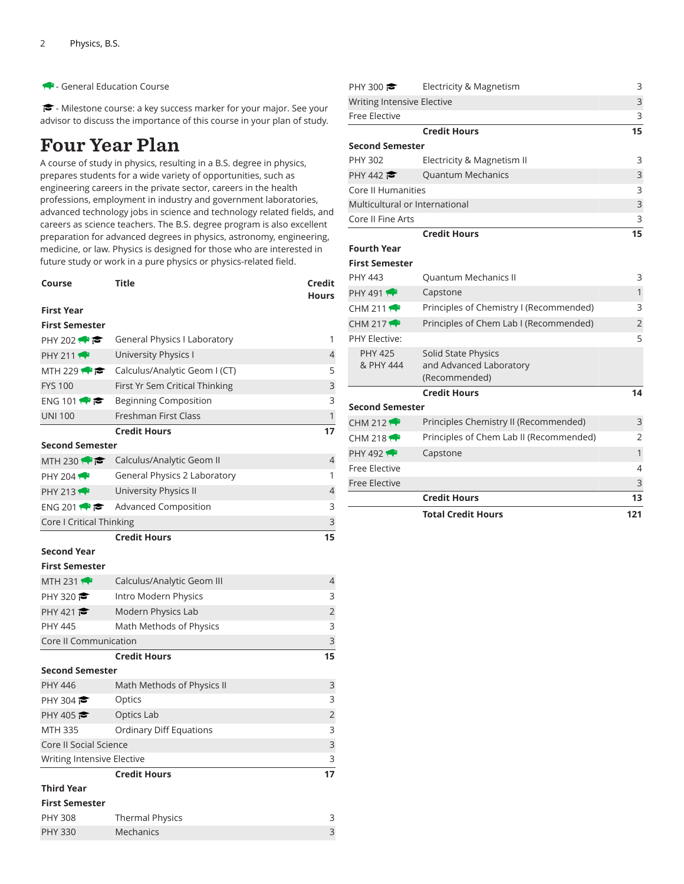🦬 - General Education Course

🎓 - Milestone course: a key success marker for your major. See your advisor to discuss the importance of this course in your plan of study.

# Four Year Plan

A course of study in physics, resulting in a B.S. degree in physics, prepares students for a wide variety of opportunities, such as engineering careers in the private sector, careers in the health professions, employment in industry and government laboratories, advanced technology jobs in science and technology related fields, and careers as science teachers. The B.S. degree program is also excellent preparation for advanced degrees in physics, astronomy, engineering, medicine, or law. Physics is designed for those who are interested in future study or work in a pure physics or physics-related field.

| Course | Title | Credit Hours |
|---|---|---|
| **First Year** | | |
| **First Semester** | | |
| PHY 202 🦬🎓 | General Physics I Laboratory | 1 |
| PHY 211 🦬 | University Physics I | 4 |
| MTH 229 🦬🎓 | Calculus/Analytic Geom I (CT) | 5 |
| FYS 100 | First Yr Sem Critical Thinking | 3 |
| ENG 101 🦬🎓 | Beginning Composition | 3 |
| UNI 100 | Freshman First Class | 1 |
| | **Credit Hours** | **17** |
| **Second Semester** | | |
| MTH 230 🦬🎓 | Calculus/Analytic Geom II | 4 |
| PHY 204 🦬 | General Physics 2 Laboratory | 1 |
| PHY 213 🦬 | University Physics II | 4 |
| ENG 201 🦬🎓 | Advanced Composition | 3 |
| Core I Critical Thinking | | 3 |
| | **Credit Hours** | **15** |
| **Second Year** | | |
| **First Semester** | | |
| MTH 231 🦬 | Calculus/Analytic Geom III | 4 |
| PHY 320 🎓 | Intro Modern Physics | 3 |
| PHY 421 🎓 | Modern Physics Lab | 2 |
| PHY 445 | Math Methods of Physics | 3 |
| Core II Communication | | 3 |
| | **Credit Hours** | **15** |
| **Second Semester** | | |
| PHY 446 | Math Methods of Physics II | 3 |
| PHY 304 🎓 | Optics | 3 |
| PHY 405 🎓 | Optics Lab | 2 |
| MTH 335 | Ordinary Diff Equations | 3 |
| Core II Social Science | | 3 |
| Writing Intensive Elective | | 3 |
| | **Credit Hours** | **17** |
| **Third Year** | | |
| **First Semester** | | |
| PHY 308 | Thermal Physics | 3 |
| PHY 330 | Mechanics | 3 |
| PHY 300 🎓 | Electricity & Magnetism | 3 |
| Writing Intensive Elective | | 3 |
| Free Elective | | 3 |
| | **Credit Hours** | **15** |
| **Second Semester** | | |
| PHY 302 | Electricity & Magnetism II | 3 |
| PHY 442 🎓 | Quantum Mechanics | 3 |
| Core II Humanities | | 3 |
| Multicultural or International | | 3 |
| Core II Fine Arts | | 3 |
| | **Credit Hours** | **15** |
| **Fourth Year** | | |
| **First Semester** | | |
| PHY 443 | Quantum Mechanics II | 3 |
| PHY 491 🦬 | Capstone | 1 |
| CHM 211 🦬 | Principles of Chemistry I (Recommended) | 3 |
| CHM 217 🦬 | Principles of Chem Lab I (Recommended) | 2 |
| PHY Elective: | | 5 |
| PHY 425 & PHY 444 | Solid State Physics and Advanced Laboratory (Recommended) | |
| | **Credit Hours** | **14** |
| **Second Semester** | | |
| CHM 212 🦬 | Principles Chemistry II (Recommended) | 3 |
| CHM 218 🦬 | Principles of Chem Lab II (Recommended) | 2 |
| PHY 492 🦬 | Capstone | 1 |
| Free Elective | | 4 |
| Free Elective | | 3 |
| | **Credit Hours** | **13** |
| | **Total Credit Hours** | **121** |